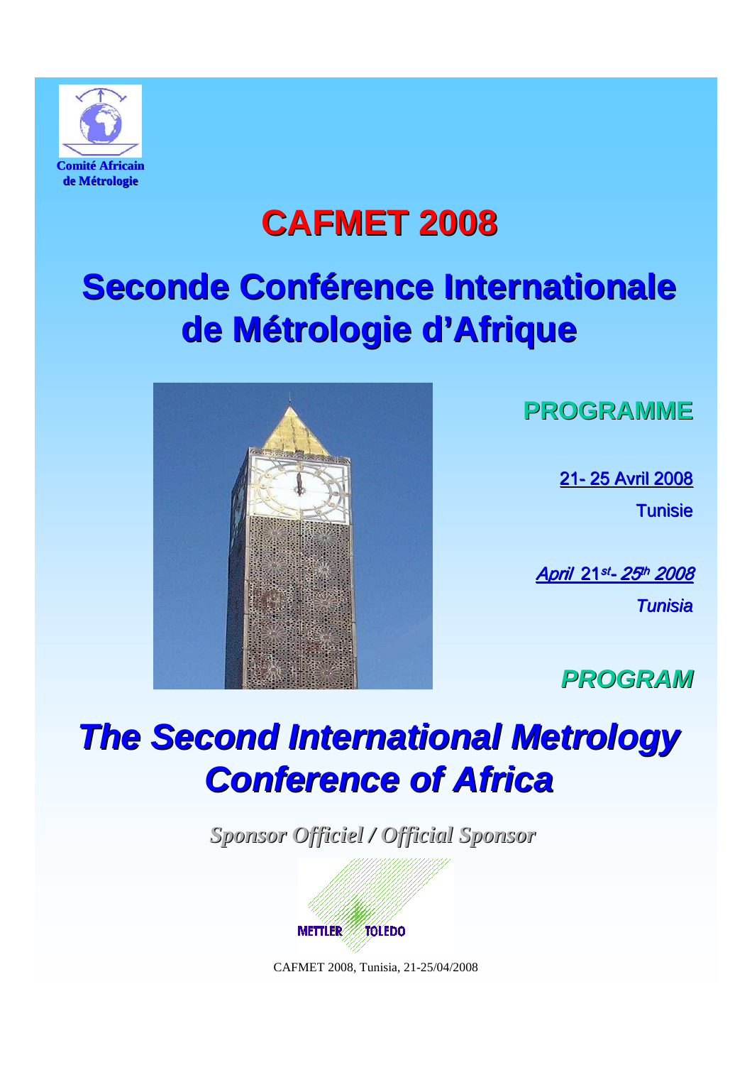Comité Africain de Métrologie

# CAFMET 2008

# Seconde Conférence Internationale de Métrologie d'Afrique

## PROGRAMME

21- 25 Avril 2008

Tunisie

*April 21st- 25th 2008*

*Tunisia*

## *PROGRAM*

# *The Second International Metrology Conference of Africa*

*Sponsor Officiel / Official Sponsor*

METTLER TOLEDO

CAFMET 2008, Tunisia, 21-25/04/2008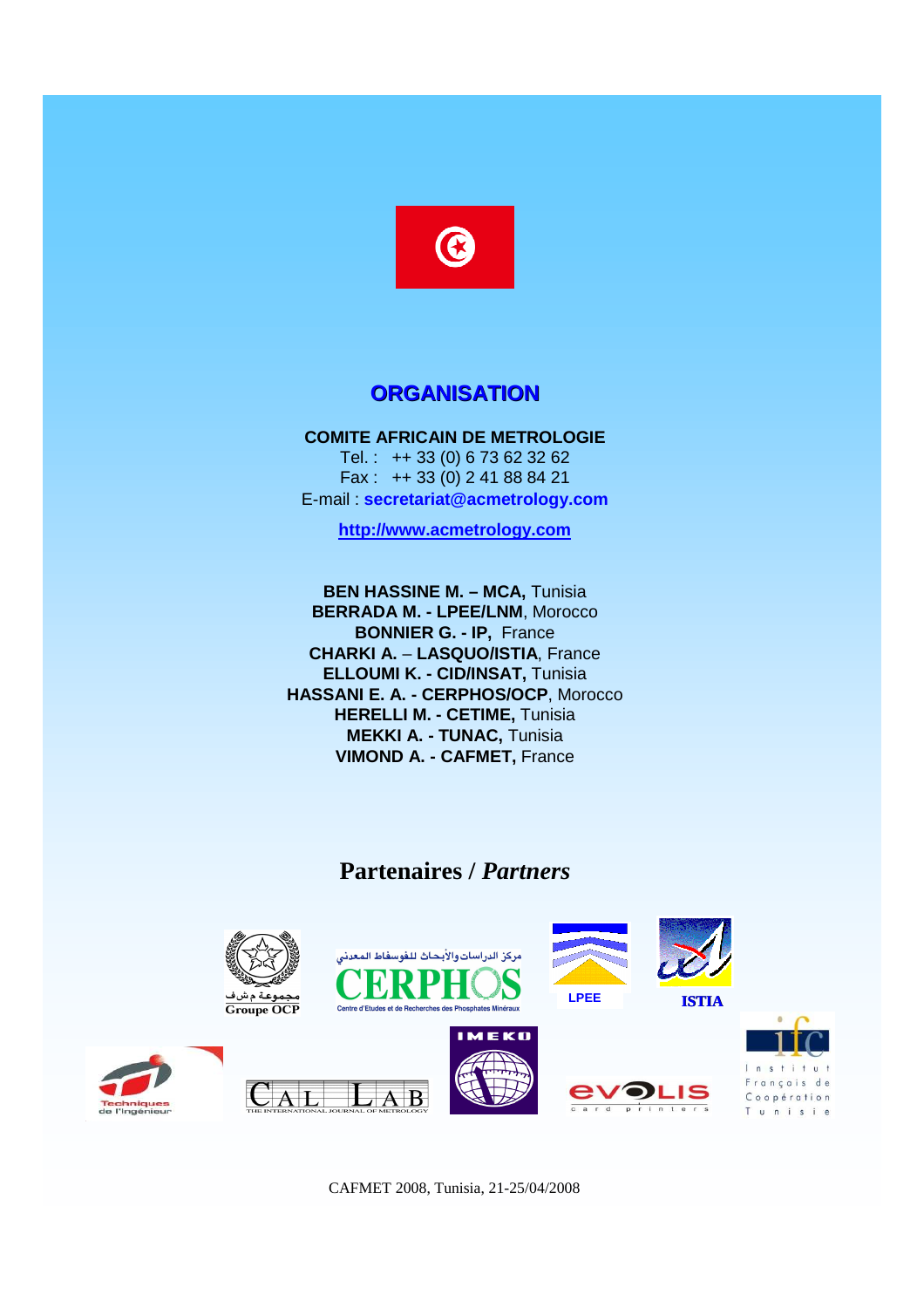## ORGANISATION

**COMITE AFRICAIN DE METROLOGIE**
Tel. : ++ 33 (0) 6 73 62 32 62
Fax : ++ 33 (0) 2 41 88 84 21
E-mail : **secretariat@acmetrology.com**

**http://www.acmetrology.com**

**BEN HASSINE M. – MCA,** Tunisia
**BERRADA M. - LPEE/LNM**, Morocco
**BONNIER G. - IP,** France
**CHARKI A.** – **LASQUO/ISTIA**, France
**ELLOUMI K. - CID/INSAT,** Tunisia
**HASSANI E. A. - CERPHOS/OCP**, Morocco
**HERELLI M. - CETIME,** Tunisia
**MEKKI A. - TUNAC,** Tunisia
**VIMOND A. - CAFMET,** France

## Partenaires / *Partners*

مجموعة م ش ف
Groupe OCP

مركز الدراسات والأبحاث للفوسفاط المعدني
CERPHOS
Centre d'Etudes et de Recherches des Phosphates Minéraux

LPEE

ISTIA

Techniques de l'Ingénieur

CAL LAB
THE INTERNATIONAL JOURNAL OF METROLOGY

IMEKO

evolis card printers

ifc
Institut Français de Coopération Tunisie

CAFMET 2008, Tunisia, 21-25/04/2008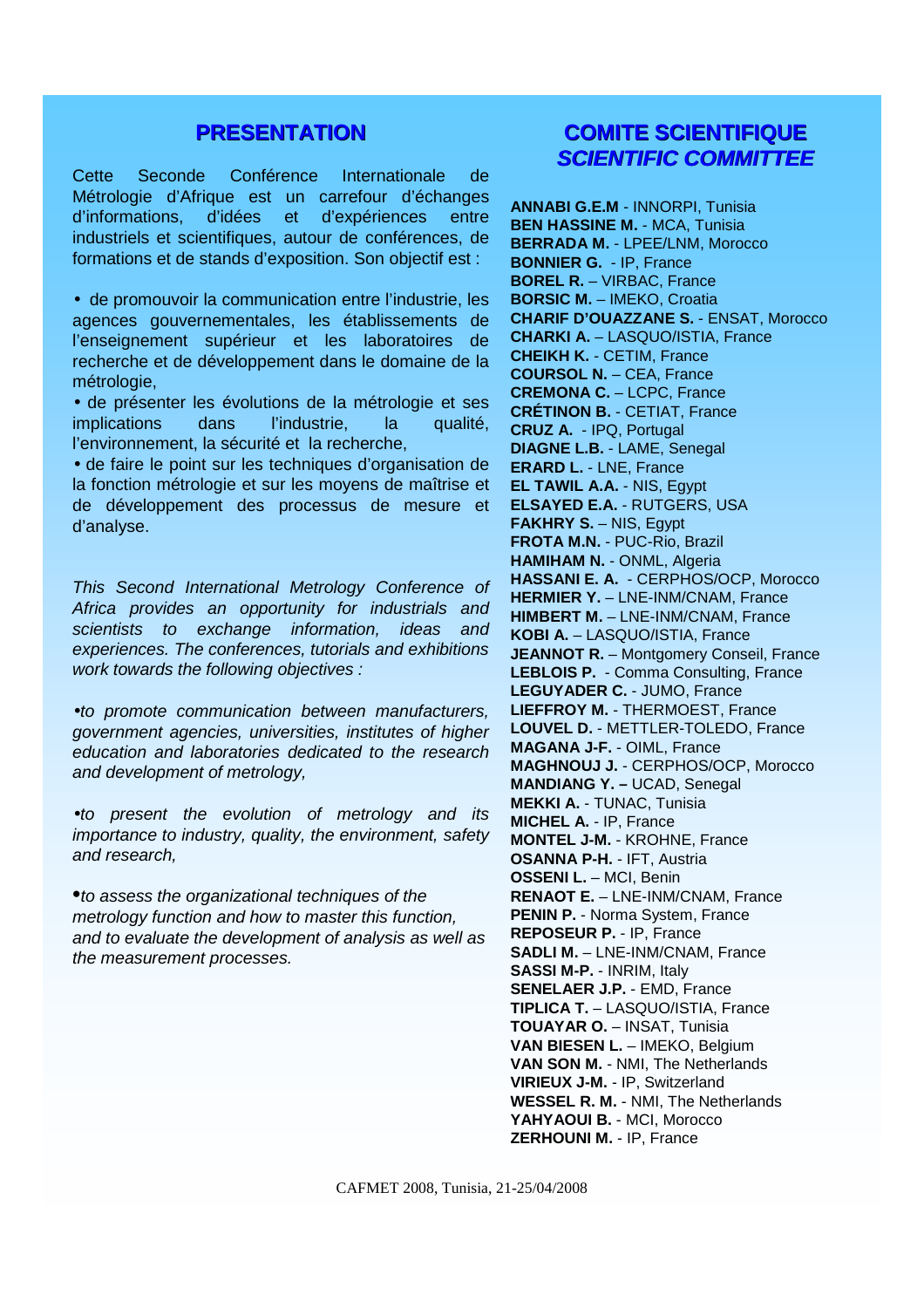## PRESENTATION

Cette Seconde Conférence Internationale de Métrologie d'Afrique est un carrefour d'échanges d'informations, d'idées et d'expériences entre industriels et scientifiques, autour de conférences, de formations et de stands d'exposition. Son objectif est :

- de promouvoir la communication entre l'industrie, les agences gouvernementales, les établissements de l'enseignement supérieur et les laboratoires de recherche et de développement dans le domaine de la métrologie,
- de présenter les évolutions de la métrologie et ses implications dans l'industrie, la qualité, l'environnement, la sécurité et la recherche,
- de faire le point sur les techniques d'organisation de la fonction métrologie et sur les moyens de maîtrise et de développement des processus de mesure et d'analyse.

*This Second International Metrology Conference of Africa provides an opportunity for industrials and scientists to exchange information, ideas and experiences. The conferences, tutorials and exhibitions work towards the following objectives :*

- *to promote communication between manufacturers, government agencies, universities, institutes of higher education and laboratories dedicated to the research and development of metrology,*
- *to present the evolution of metrology and its importance to industry, quality, the environment, safety and research,*
- *to assess the organizational techniques of the metrology function and how to master this function, and to evaluate the development of analysis as well as the measurement processes.*

## COMITE SCIENTIFIQUE
## *SCIENTIFIC COMMITTEE*

**ANNABI G.E.M** - INNORPI, Tunisia
**BEN HASSINE M.** - MCA, Tunisia
**BERRADA M.** - LPEE/LNM, Morocco
**BONNIER G.** - IP, France
**BOREL R.** – VIRBAC, France
**BORSIC M.** – IMEKO, Croatia
**CHARIF D'OUAZZANE S.** - ENSAT, Morocco
**CHARKI A.** – LASQUO/ISTIA, France
**CHEIKH K.** - CETIM, France
**COURSOL N.** – CEA, France
**CREMONA C.** – LCPC, France
**CRÉTINON B.** - CETIAT, France
**CRUZ A.** - IPQ, Portugal
**DIAGNE L.B.** - LAME, Senegal
**ERARD L.** - LNE, France
**EL TAWIL A.A.** - NIS, Egypt
**ELSAYED E.A.** - RUTGERS, USA
**FAKHRY S.** – NIS, Egypt
**FROTA M.N.** - PUC-Rio, Brazil
**HAMIHAM N.** - ONML, Algeria
**HASSANI E. A.** - CERPHOS/OCP, Morocco
**HERMIER Y.** – LNE-INM/CNAM, France
**HIMBERT M.** – LNE-INM/CNAM, France
**KOBI A.** – LASQUO/ISTIA, France
**JEANNOT R.** – Montgomery Conseil, France
**LEBLOIS P.** - Comma Consulting, France
**LEGUYADER C.** - JUMO, France
**LIEFFROY M.** - THERMOEST, France
**LOUVEL D.** - METTLER-TOLEDO, France
**MAGANA J-F.** - OIML, France
**MAGHNOUJ J.** - CERPHOS/OCP, Morocco
**MANDIANG Y. –** UCAD, Senegal
**MEKKI A.** - TUNAC, Tunisia
**MICHEL A.** - IP, France
**MONTEL J-M.** - KROHNE, France
**OSANNA P-H.** - IFT, Austria
**OSSENI L.** – MCI, Benin
**RENAOT E.** – LNE-INM/CNAM, France
**PENIN P.** - Norma System, France
**REPOSEUR P.** - IP, France
**SADLI M.** – LNE-INM/CNAM, France
**SASSI M-P.** - INRIM, Italy
**SENELAER J.P.** - EMD, France
**TIPLICA T.** – LASQUO/ISTIA, France
**TOUAYAR O.** – INSAT, Tunisia
**VAN BIESEN L.** – IMEKO, Belgium
**VAN SON M.** - NMI, The Netherlands
**VIRIEUX J-M.** - IP, Switzerland
**WESSEL R. M.** - NMI, The Netherlands
**YAHYAOUI B.** - MCI, Morocco
**ZERHOUNI M.** - IP, France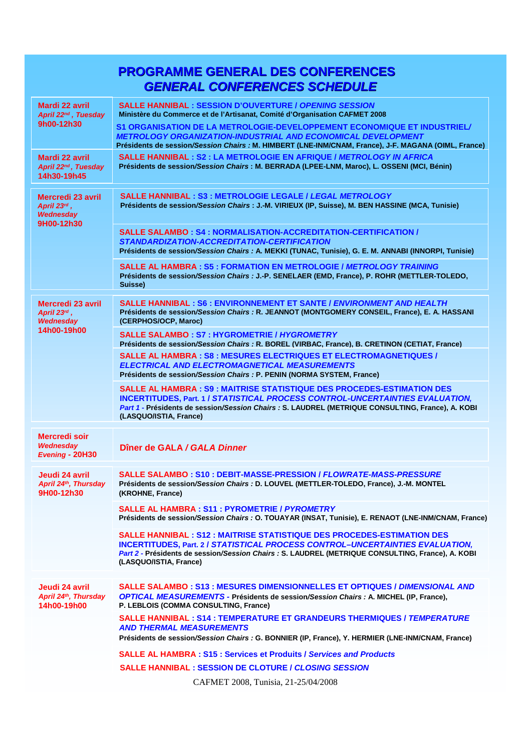# PROGRAMME GENERAL DES CONFERENCES
## *GENERAL CONFERENCES SCHEDULE*

| Date | Session |
|---|---|
| **Mardi 22 avril** *April 22nd , Tuesday* **9h00-12h30** | **SALLE HANNIBAL : SESSION D'OUVERTURE / *OPENING SESSION*** **Ministère du Commerce et de l'Artisanat, Comité d'Organisation CAFMET 2008** **S1 ORGANISATION DE LA METROLOGIE-DEVELOPPEMENT ECONOMIQUE ET INDUSTRIEL/ *METROLOGY ORGANIZATION-INDUSTRIAL AND ECONOMICAL DEVELOPMENT*** **Présidents de session/*Session Chairs* : M. HIMBERT (LNE-INM/CNAM, France), J-F. MAGANA (OIML, France)** |
| **Mardi 22 avril** *April 22nd , Tuesday* **14h30-19h45** | **SALLE HANNIBAL : S2 : LA METROLOGIE EN AFRIQUE / *METROLOGY IN AFRICA*** **Présidents de session/*Session Chairs* : M. BERRADA (LPEE-LNM, Maroc), L. OSSENI (MCI, Bénin)** |
| **Mercredi 23 avril** *April 23rd , Wednesday* **9H00-12h30** | **SALLE HANNIBAL : S3 : METROLOGIE LEGALE / *LEGAL METROLOGY*** **Présidents de session/*Session Chairs* : J.-M. VIRIEUX (IP, Suisse), M. BEN HASSINE (MCA, Tunisie)** |
| | **SALLE SALAMBO : S4 : NORMALISATION-ACCREDITATION-CERTIFICATION / *STANDARDIZATION-ACCREDITATION-CERTIFICATION*** **Présidents de session/*Session Chairs :* A. MEKKI (TUNAC, Tunisie), G. E. M. ANNABI (INNORPI, Tunisie)** |
| | **SALLE AL HAMBRA : S5 : FORMATION EN METROLOGIE / *METROLOGY TRAINING*** **Présidents de session/*Session Chairs :* J.-P. SENELAER (EMD, France), P. ROHR (METTLER-TOLEDO, Suisse)** |
| **Mercredi 23 avril** *April 23rd , Wednesday* **14h00-19h00** | **SALLE HANNIBAL : S6 : ENVIRONNEMENT ET SANTE / *ENVIRONMENT AND HEALTH*** **Présidents de session/*Session Chairs :* R. JEANNOT (MONTGOMERY CONSEIL, France), E. A. HASSANI (CERPHOS/OCP, Maroc)** |
| | **SALLE SALAMBO : S7 : HYGROMETRIE / *HYGROMETRY*** **Présidents de session/*Session Chairs :* R. BOREL (VIRBAC, France), B. CRETINON (CETIAT, France)** |
| | **SALLE AL HAMBRA : S8 : MESURES ELECTRIQUES ET ELECTROMAGNETIQUES / *ELECTRICAL AND ELECTROMAGNETICAL MEASUREMENTS*** **Présidents de session/*Session Chairs :* P. PENIN (NORMA SYSTEM, France)** |
| | **SALLE AL HAMBRA : S9 : MAITRISE STATISTIQUE DES PROCEDES-ESTIMATION DES INCERTITUDES, Part. 1 / *STATISTICAL PROCESS CONTROL-UNCERTAINTIES EVALUATION, Part 1*** - **Présidents de session/*Session Chairs :* S. LAUDREL (METRIQUE CONSULTING, France), A. KOBI (LASQUO/ISTIA, France)** |
| **Mercredi soir** *Wednesday Evening* - **20H30** | **Dîner de GALA / *GALA Dinner*** |
| **Jeudi 24 avril** *April 24th, Thursday* **9H00-12h30** | **SALLE SALAMBO : S10 : DEBIT-MASSE-PRESSION / *FLOWRATE-MASS-PRESSURE*** **Présidents de session/*Session Chairs :* D. LOUVEL (METTLER-TOLEDO, France), J.-M. MONTEL (KROHNE, France)** |
| | **SALLE AL HAMBRA : S11 : PYROMETRIE / *PYROMETRY*** **Présidents de session/*Session Chairs :* O. TOUAYAR (INSAT, Tunisie), E. RENAOT (LNE-INM/CNAM, France)** |
| | **SALLE HANNIBAL : S12 : MAITRISE STATISTIQUE DES PROCEDES-ESTIMATION DES INCERTITUDES, Part. 2 / *STATISTICAL PROCESS CONTROL–UNCERTAINTIES EVALUATION, Part 2*** - **Présidents de session/*Session Chairs :* S. LAUDREL (METRIQUE CONSULTING, France), A. KOBI (LASQUO/ISTIA, France)** |
| **Jeudi 24 avril** *April 24th, Thursday* **14h00-19h00** | **SALLE SALAMBO : S13 : MESURES DIMENSIONNELLES ET OPTIQUES / *DIMENSIONAL AND OPTICAL MEASUREMENTS*** - **Présidents de session/*Session Chairs :* A. MICHEL (IP, France), P. LEBLOIS (COMMA CONSULTING, France)** |
| | **SALLE HANNIBAL : S14 : TEMPERATURE ET GRANDEURS THERMIQUES / *TEMPERATURE AND THERMAL MEASUREMENTS*** **Présidents de session/*Session Chairs :* G. BONNIER (IP, France), Y. HERMIER (LNE-INM/CNAM, France)** |
| | **SALLE AL HAMBRA : S15 : Services et Produits / *Services and Products*** |
| | **SALLE HANNIBAL : SESSION DE CLOTURE / *CLOSING SESSION*** |

CAFMET 2008, Tunisia, 21-25/04/2008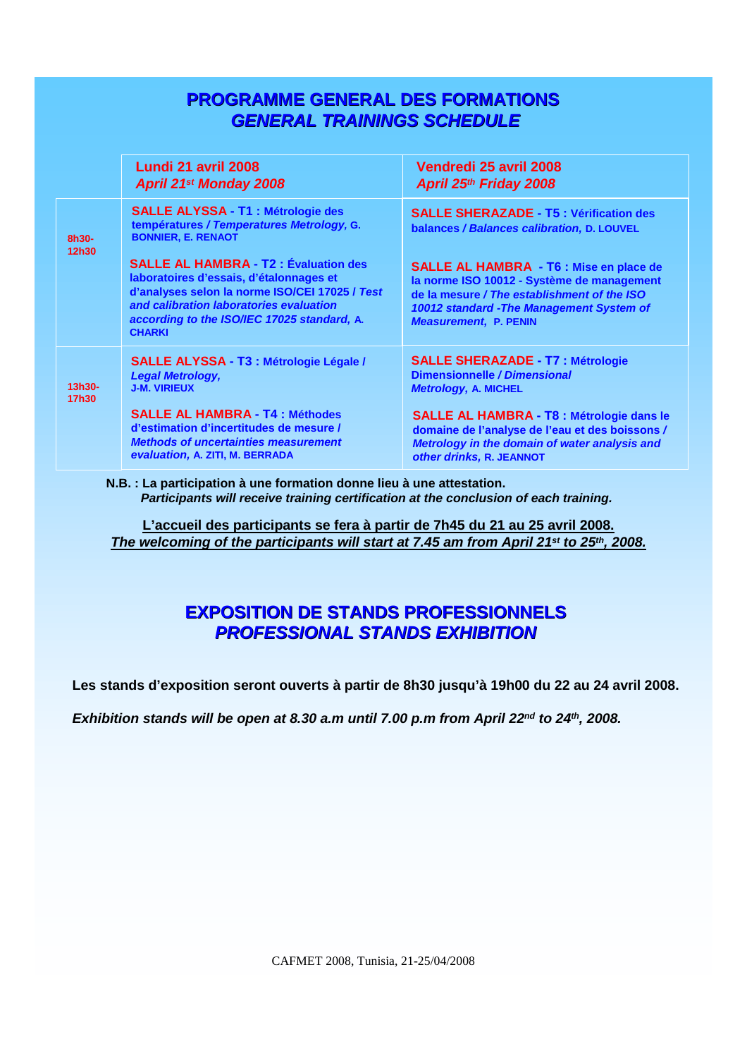# PROGRAMME GENERAL DES FORMATIONS
# *GENERAL TRAININGS SCHEDULE*

| | **Lundi 21 avril 2008** *April 21st Monday 2008* | **Vendredi 25 avril 2008** *April 25th Friday 2008* |
|---|---|---|
| **8h30-12h30** | **SALLE ALYSSA - T1 : Métrologie des températures / *Temperatures Metrology,* G. BONNIER, E. RENAOT**<br><br>**SALLE AL HAMBRA - T2 : Évaluation des laboratoires d'essais, d'étalonnages et d'analyses selon la norme ISO/CEI 17025 / *Test and calibration laboratories evaluation according to the ISO/IEC 17025 standard,* A. CHARKI** | **SALLE SHERAZADE - T5 : Vérification des balances / *Balances calibration,* D. LOUVEL**<br><br>**SALLE AL HAMBRA - T6 : Mise en place de la norme ISO 10012 - Système de management de la mesure / *The establishment of the ISO 10012 standard -The Management System of Measurement,* P. PENIN** |
| **13h30-17h30** | **SALLE ALYSSA - T3 : Métrologie Légale / *Legal Metrology,* J-M. VIRIEUX**<br><br>**SALLE AL HAMBRA - T4 : Méthodes d'estimation d'incertitudes de mesure / *Methods of uncertainties measurement evaluation,* A. ZITI, M. BERRADA** | **SALLE SHERAZADE - T7 : Métrologie Dimensionnelle / *Dimensional Metrology,* A. MICHEL**<br><br>**SALLE AL HAMBRA - T8 : Métrologie dans le domaine de l'analyse de l'eau et des boissons / *Metrology in the domain of water analysis and other drinks,* R. JEANNOT** |

**N.B. : La participation à une formation donne lieu à une attestation.**
***Participants will receive training certification at the conclusion of each training.***

**L'accueil des participants se fera à partir de 7h45 du 21 au 25 avril 2008.**
***The welcoming of the participants will start at 7.45 am from April 21st to 25th, 2008.***

# EXPOSITION DE STANDS PROFESSIONNELS
# *PROFESSIONAL STANDS EXHIBITION*

**Les stands d'exposition seront ouverts à partir de 8h30 jusqu'à 19h00 du 22 au 24 avril 2008.**

***Exhibition stands will be open at 8.30 a.m until 7.00 p.m from April 22nd to 24th, 2008.***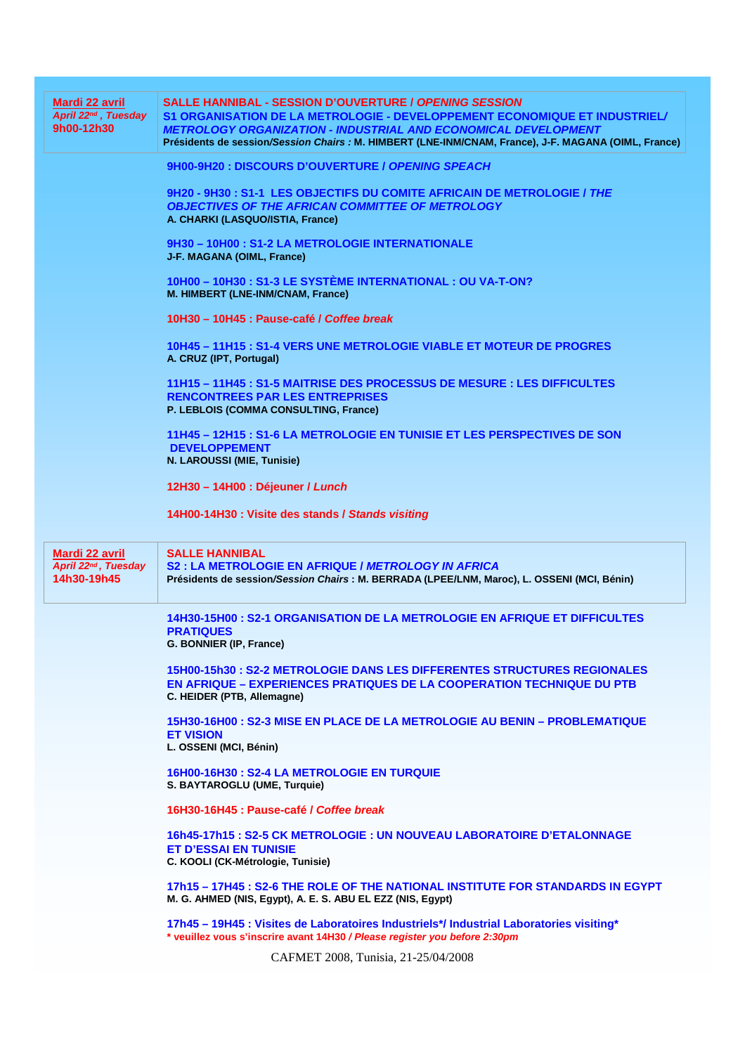| **Mardi 22 avril** *April 22nd , Tuesday* **9h00-12h30** | **SALLE HANNIBAL - SESSION D'OUVERTURE /** ***OPENING SESSION*** **S1 ORGANISATION DE LA METROLOGIE - DEVELOPPEMENT ECONOMIQUE ET INDUSTRIEL/** ***METROLOGY ORGANIZATION - INDUSTRIAL AND ECONOMICAL DEVELOPMENT*** **Présidents de session/*Session Chairs* : M. HIMBERT (LNE-INM/CNAM, France), J-F. MAGANA (OIML, France)** |
|---|---|

**9H00-9H20 : DISCOURS D'OUVERTURE /** ***OPENING SPEACH***

**9H20 - 9H30 : S1-1 LES OBJECTIFS DU COMITE AFRICAIN DE METROLOGIE /** ***THE OBJECTIVES OF THE AFRICAN COMMITTEE OF METROLOGY***
**A. CHARKI (LASQUO/ISTIA, France)**

**9H30 – 10H00 : S1-2 LA METROLOGIE INTERNATIONALE**
**J-F. MAGANA (OIML, France)**

**10H00 – 10H30 : S1-3 LE SYSTÈME INTERNATIONAL : OU VA-T-ON?**
**M. HIMBERT (LNE-INM/CNAM, France)**

**10H30 – 10H45 : Pause-café /** ***Coffee break***

**10H45 – 11H15 : S1-4 VERS UNE METROLOGIE VIABLE ET MOTEUR DE PROGRES**
**A. CRUZ (IPT, Portugal)**

**11H15 – 11H45 : S1-5 MAITRISE DES PROCESSUS DE MESURE : LES DIFFICULTES RENCONTREES PAR LES ENTREPRISES**
**P. LEBLOIS (COMMA CONSULTING, France)**

**11H45 – 12H15 : S1-6 LA METROLOGIE EN TUNISIE ET LES PERSPECTIVES DE SON DEVELOPPEMENT**
**N. LAROUSSI (MIE, Tunisie)**

**12H30 – 14H00 : Déjeuner /** ***Lunch***

**14H00-14H30 : Visite des stands /** ***Stands visiting***

| **Mardi 22 avril** *April 22nd , Tuesday* **14h30-19h45** | **SALLE HANNIBAL** **S2 : LA METROLOGIE EN AFRIQUE /** ***METROLOGY IN AFRICA*** **Présidents de session/*Session Chairs* : M. BERRADA (LPEE/LNM, Maroc), L. OSSENI (MCI, Bénin)** |
|---|---|

**14H30-15H00 : S2-1 ORGANISATION DE LA METROLOGIE EN AFRIQUE ET DIFFICULTES PRATIQUES**
**G. BONNIER (IP, France)**

**15H00-15h30 : S2-2 METROLOGIE DANS LES DIFFERENTES STRUCTURES REGIONALES EN AFRIQUE – EXPERIENCES PRATIQUES DE LA COOPERATION TECHNIQUE DU PTB**
**C. HEIDER (PTB, Allemagne)**

**15H30-16H00 : S2-3 MISE EN PLACE DE LA METROLOGIE AU BENIN – PROBLEMATIQUE ET VISION**
**L. OSSENI (MCI, Bénin)**

**16H00-16H30 : S2-4 LA METROLOGIE EN TURQUIE**
**S. BAYTAROGLU (UME, Turquie)**

**16H30-16H45 : Pause-café /** ***Coffee break***

**16h45-17h15 : S2-5 CK METROLOGIE : UN NOUVEAU LABORATOIRE D'ETALONNAGE ET D'ESSAI EN TUNISIE**
**C. KOOLI (CK-Métrologie, Tunisie)**

**17h15 – 17H45 : S2-6 THE ROLE OF THE NATIONAL INSTITUTE FOR STANDARDS IN EGYPT**
**M. G. AHMED (NIS, Egypt), A. E. S. ABU EL EZZ (NIS, Egypt)**

**17h45 – 19H45 : Visites de Laboratoires Industriels*/ Industrial Laboratories visiting***
**\* veuillez vous s'inscrire avant 14H30 /** ***Please register you before 2:30pm***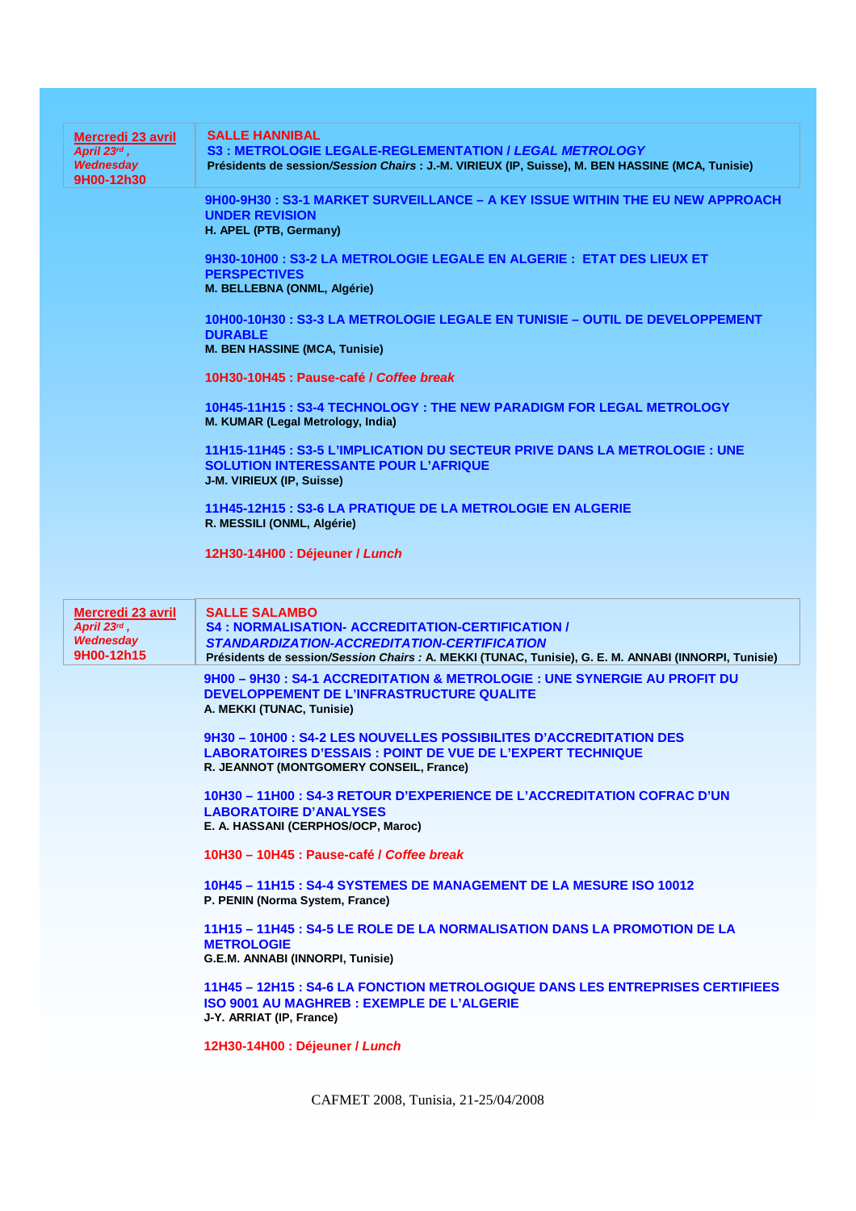**Mercredi 23 avril**
*April 23rd, Wednesday*
**9H00-12h30**

**SALLE HANNIBAL**
**S3 : METROLOGIE LEGALE-REGLEMENTATION / *LEGAL METROLOGY***
**Présidents de session/*Session Chairs* : J.-M. VIRIEUX (IP, Suisse), M. BEN HASSINE (MCA, Tunisie)**

**9H00-9H30 : S3-1 MARKET SURVEILLANCE – A KEY ISSUE WITHIN THE EU NEW APPROACH UNDER REVISION**
**H. APEL (PTB, Germany)**

**9H30-10H00 : S3-2 LA METROLOGIE LEGALE EN ALGERIE : ETAT DES LIEUX ET PERSPECTIVES**
**M. BELLEBNA (ONML, Algérie)**

**10H00-10H30 : S3-3 LA METROLOGIE LEGALE EN TUNISIE – OUTIL DE DEVELOPPEMENT DURABLE**
**M. BEN HASSINE (MCA, Tunisie)**

**10H30-10H45 : Pause-café / *Coffee break***

**10H45-11H15 : S3-4 TECHNOLOGY : THE NEW PARADIGM FOR LEGAL METROLOGY**
**M. KUMAR (Legal Metrology, India)**

**11H15-11H45 : S3-5 L'IMPLICATION DU SECTEUR PRIVE DANS LA METROLOGIE : UNE SOLUTION INTERESSANTE POUR L'AFRIQUE**
**J-M. VIRIEUX (IP, Suisse)**

**11H45-12H15 : S3-6 LA PRATIQUE DE LA METROLOGIE EN ALGERIE**
**R. MESSILI (ONML, Algérie)**

**12H30-14H00 : Déjeuner / *Lunch***

**Mercredi 23 avril**
*April 23rd, Wednesday*
**9H00-12h15**

**SALLE SALAMBO**
**S4 : NORMALISATION- ACCREDITATION-CERTIFICATION / *STANDARDIZATION-ACCREDITATION-CERTIFICATION***
**Présidents de session/*Session Chairs* : A. MEKKI (TUNAC, Tunisie), G. E. M. ANNABI (INNORPI, Tunisie)**

**9H00 – 9H30 : S4-1 ACCREDITATION & METROLOGIE : UNE SYNERGIE AU PROFIT DU DEVELOPPEMENT DE L'INFRASTRUCTURE QUALITE**
**A. MEKKI (TUNAC, Tunisie)**

**9H30 – 10H00 : S4-2 LES NOUVELLES POSSIBILITES D'ACCREDITATION DES LABORATOIRES D'ESSAIS : POINT DE VUE DE L'EXPERT TECHNIQUE**
**R. JEANNOT (MONTGOMERY CONSEIL, France)**

**10H30 – 11H00 : S4-3 RETOUR D'EXPERIENCE DE L'ACCREDITATION COFRAC D'UN LABORATOIRE D'ANALYSES**
**E. A. HASSANI (CERPHOS/OCP, Maroc)**

**10H30 – 10H45 : Pause-café / *Coffee break***

**10H45 – 11H15 : S4-4 SYSTEMES DE MANAGEMENT DE LA MESURE ISO 10012**
**P. PENIN (Norma System, France)**

**11H15 – 11H45 : S4-5 LE ROLE DE LA NORMALISATION DANS LA PROMOTION DE LA METROLOGIE**
**G.E.M. ANNABI (INNORPI, Tunisie)**

**11H45 – 12H15 : S4-6 LA FONCTION METROLOGIQUE DANS LES ENTREPRISES CERTIFIEES ISO 9001 AU MAGHREB : EXEMPLE DE L'ALGERIE**
**J-Y. ARRIAT (IP, France)**

**12H30-14H00 : Déjeuner / *Lunch***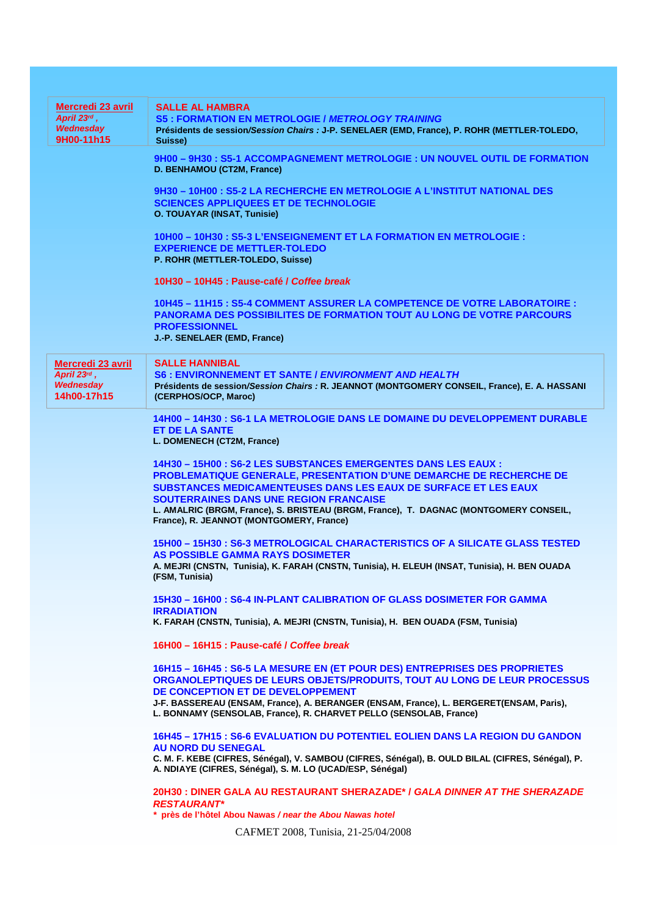| **Mercredi 23 avril** *April 23rd , Wednesday* **9H00-11h15** | **SALLE AL HAMBRA** **S5 : FORMATION EN METROLOGIE / *METROLOGY TRAINING*** **Présidents de session/*Session Chairs* : J-P. SENELAER (EMD, France), P. ROHR (METTLER-TOLEDO, Suisse)** |
|---|---|

**9H00 – 9H30 : S5-1 ACCOMPAGNEMENT METROLOGIE : UN NOUVEL OUTIL DE FORMATION**
**D. BENHAMOU (CT2M, France)**

**9H30 – 10H00 : S5-2 LA RECHERCHE EN METROLOGIE A L'INSTITUT NATIONAL DES SCIENCES APPLIQUEES ET DE TECHNOLOGIE**
**O. TOUAYAR (INSAT, Tunisie)**

**10H00 – 10H30 : S5-3 L'ENSEIGNEMENT ET LA FORMATION EN METROLOGIE : EXPERIENCE DE METTLER-TOLEDO**
**P. ROHR (METTLER-TOLEDO, Suisse)**

**10H30 – 10H45 : Pause-café / *Coffee break***

**10H45 – 11H15 : S5-4 COMMENT ASSURER LA COMPETENCE DE VOTRE LABORATOIRE : PANORAMA DES POSSIBILITES DE FORMATION TOUT AU LONG DE VOTRE PARCOURS PROFESSIONNEL**
**J.-P. SENELAER (EMD, France)**

| **Mercredi 23 avril** *April 23rd , Wednesday* **14h00-17h15** | **SALLE HANNIBAL** **S6 : ENVIRONNEMENT ET SANTE / *ENVIRONMENT AND HEALTH*** **Présidents de session/*Session Chairs* : R. JEANNOT (MONTGOMERY CONSEIL, France), E. A. HASSANI (CERPHOS/OCP, Maroc)** |
|---|---|

**14H00 – 14H30 : S6-1 LA METROLOGIE DANS LE DOMAINE DU DEVELOPPEMENT DURABLE ET DE LA SANTE**
**L. DOMENECH (CT2M, France)**

**14H30 – 15H00 : S6-2 LES SUBSTANCES EMERGENTES DANS LES EAUX : PROBLEMATIQUE GENERALE, PRESENTATION D'UNE DEMARCHE DE RECHERCHE DE SUBSTANCES MEDICAMENTEUSES DANS LES EAUX DE SURFACE ET LES EAUX SOUTERRAINES DANS UNE REGION FRANCAISE**
**L. AMALRIC (BRGM, France), S. BRISTEAU (BRGM, France), T. DAGNAC (MONTGOMERY CONSEIL, France), R. JEANNOT (MONTGOMERY, France)**

**15H00 – 15H30 : S6-3 METROLOGICAL CHARACTERISTICS OF A SILICATE GLASS TESTED AS POSSIBLE GAMMA RAYS DOSIMETER**
**A. MEJRI (CNSTN, Tunisia), K. FARAH (CNSTN, Tunisia), H. ELEUH (INSAT, Tunisia), H. BEN OUADA (FSM, Tunisia)**

**15H30 – 16H00 : S6-4 IN-PLANT CALIBRATION OF GLASS DOSIMETER FOR GAMMA IRRADIATION**
**K. FARAH (CNSTN, Tunisia), A. MEJRI (CNSTN, Tunisia), H. BEN OUADA (FSM, Tunisia)**

**16H00 – 16H15 : Pause-café / *Coffee break***

**16H15 – 16H45 : S6-5 LA MESURE EN (ET POUR DES) ENTREPRISES DES PROPRIETES ORGANOLEPTIQUES DE LEURS OBJETS/PRODUITS, TOUT AU LONG DE LEUR PROCESSUS DE CONCEPTION ET DE DEVELOPPEMENT**
**J-F. BASSEREAU (ENSAM, France), A. BERANGER (ENSAM, France), L. BERGERET(ENSAM, Paris), L. BONNAMY (SENSOLAB, France), R. CHARVET PELLO (SENSOLAB, France)**

**16H45 – 17H15 : S6-6 EVALUATION DU POTENTIEL EOLIEN DANS LA REGION DU GANDON AU NORD DU SENEGAL**
**C. M. F. KEBE (CIFRES, Sénégal), V. SAMBOU (CIFRES, Sénégal), B. OULD BILAL (CIFRES, Sénégal), P. A. NDIAYE (CIFRES, Sénégal), S. M. LO (UCAD/ESP, Sénégal)**

**20H30 : DINER GALA AU RESTAURANT SHERAZADE* / *GALA DINNER AT THE SHERAZADE RESTAURANT****
**\* près de l'hôtel Abou Nawas / *near the Abou Nawas hotel***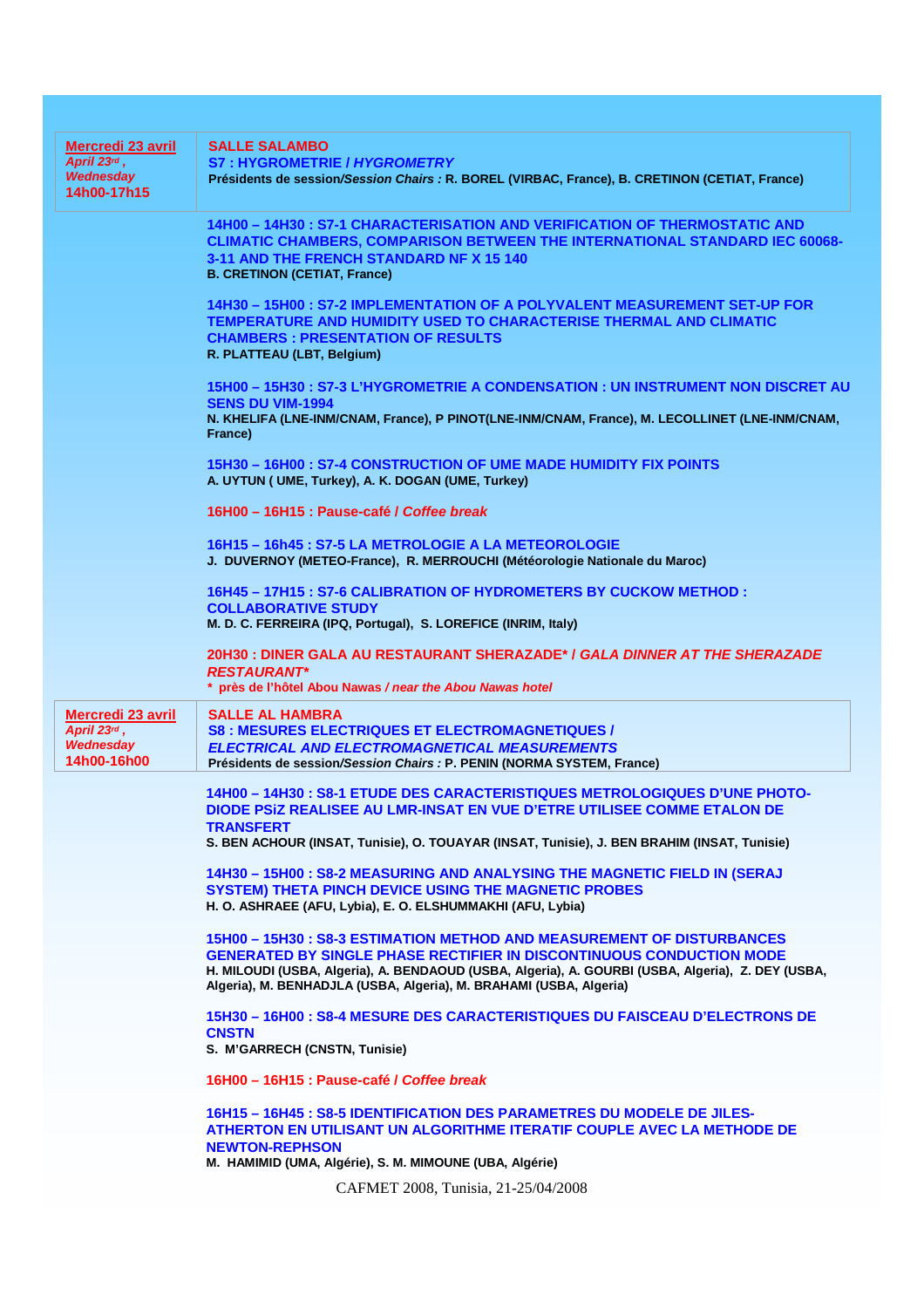**Mercredi 23 avril**
*April 23rd, Wednesday*
**14h00-17h15**

**SALLE SALAMBO**
**S7 : HYGROMETRIE /** ***HYGROMETRY***
**Présidents de session/*Session Chairs :* R. BOREL (VIRBAC, France), B. CRETINON (CETIAT, France)**

**14H00 – 14H30 : S7-1 CHARACTERISATION AND VERIFICATION OF THERMOSTATIC AND CLIMATIC CHAMBERS, COMPARISON BETWEEN THE INTERNATIONAL STANDARD IEC 60068-3-11 AND THE FRENCH STANDARD NF X 15 140**
**B. CRETINON (CETIAT, France)**

**14H30 – 15H00 : S7-2 IMPLEMENTATION OF A POLYVALENT MEASUREMENT SET-UP FOR TEMPERATURE AND HUMIDITY USED TO CHARACTERISE THERMAL AND CLIMATIC CHAMBERS : PRESENTATION OF RESULTS**
**R. PLATTEAU (LBT, Belgium)**

**15H00 – 15H30 : S7-3 L'HYGROMETRIE A CONDENSATION : UN INSTRUMENT NON DISCRET AU SENS DU VIM-1994**
**N. KHELIFA (LNE-INM/CNAM, France), P PINOT(LNE-INM/CNAM, France), M. LECOLLINET (LNE-INM/CNAM, France)**

**15H30 – 16H00 : S7-4 CONSTRUCTION OF UME MADE HUMIDITY FIX POINTS**
**A. UYTUN ( UME, Turkey), A. K. DOGAN (UME, Turkey)**

**16H00 – 16H15 : Pause-café /** ***Coffee break***

**16H15 – 16h45 : S7-5 LA METROLOGIE A LA METEOROLOGIE**
**J. DUVERNOY (METEO-France), R. MERROUCHI (Météorologie Nationale du Maroc)**

**16H45 – 17H15 : S7-6 CALIBRATION OF HYDROMETERS BY CUCKOW METHOD : COLLABORATIVE STUDY**
**M. D. C. FERREIRA (IPQ, Portugal), S. LOREFICE (INRIM, Italy)**

**20H30 : DINER GALA AU RESTAURANT SHERAZADE* /** ***GALA DINNER AT THE SHERAZADE RESTAURANT****
**\* près de l'hôtel Abou Nawas /** ***near the Abou Nawas hotel***

---

**Mercredi 23 avril**
*April 23rd, Wednesday*
**14h00-16h00**

**SALLE AL HAMBRA**
**S8 : MESURES ELECTRIQUES ET ELECTROMAGNETIQUES /** ***ELECTRICAL AND ELECTROMAGNETICAL MEASUREMENTS***
**Présidents de session/*Session Chairs :* P. PENIN (NORMA SYSTEM, France)**

**14H00 – 14H30 : S8-1 ETUDE DES CARACTERISTIQUES METROLOGIQUES D'UNE PHOTO-DIODE PSiZ REALISEE AU LMR-INSAT EN VUE D'ETRE UTILISEE COMME ETALON DE TRANSFERT**
**S. BEN ACHOUR (INSAT, Tunisie), O. TOUAYAR (INSAT, Tunisie), J. BEN BRAHIM (INSAT, Tunisie)**

**14H30 – 15H00 : S8-2 MEASURING AND ANALYSING THE MAGNETIC FIELD IN (SERAJ SYSTEM) THETA PINCH DEVICE USING THE MAGNETIC PROBES**
**H. O. ASHRAEE (AFU, Lybia), E. O. ELSHUMMAKHI (AFU, Lybia)**

**15H00 – 15H30 : S8-3 ESTIMATION METHOD AND MEASUREMENT OF DISTURBANCES GENERATED BY SINGLE PHASE RECTIFIER IN DISCONTINUOUS CONDUCTION MODE**
**H. MILOUDI (USBA, Algeria), A. BENDAOUD (USBA, Algeria), A. GOURBI (USBA, Algeria), Z. DEY (USBA, Algeria), M. BENHADJLA (USBA, Algeria), M. BRAHAMI (USBA, Algeria)**

**15H30 – 16H00 : S8-4 MESURE DES CARACTERISTIQUES DU FAISCEAU D'ELECTRONS DE CNSTN**
**S. M'GARRECH (CNSTN, Tunisie)**

**16H00 – 16H15 : Pause-café /** ***Coffee break***

**16H15 – 16H45 : S8-5 IDENTIFICATION DES PARAMETRES DU MODELE DE JILES-ATHERTON EN UTILISANT UN ALGORITHME ITERATIF COUPLE AVEC LA METHODE DE NEWTON-REPHSON**
**M. HAMIMID (UMA, Algérie), S. M. MIMOUNE (UBA, Algérie)**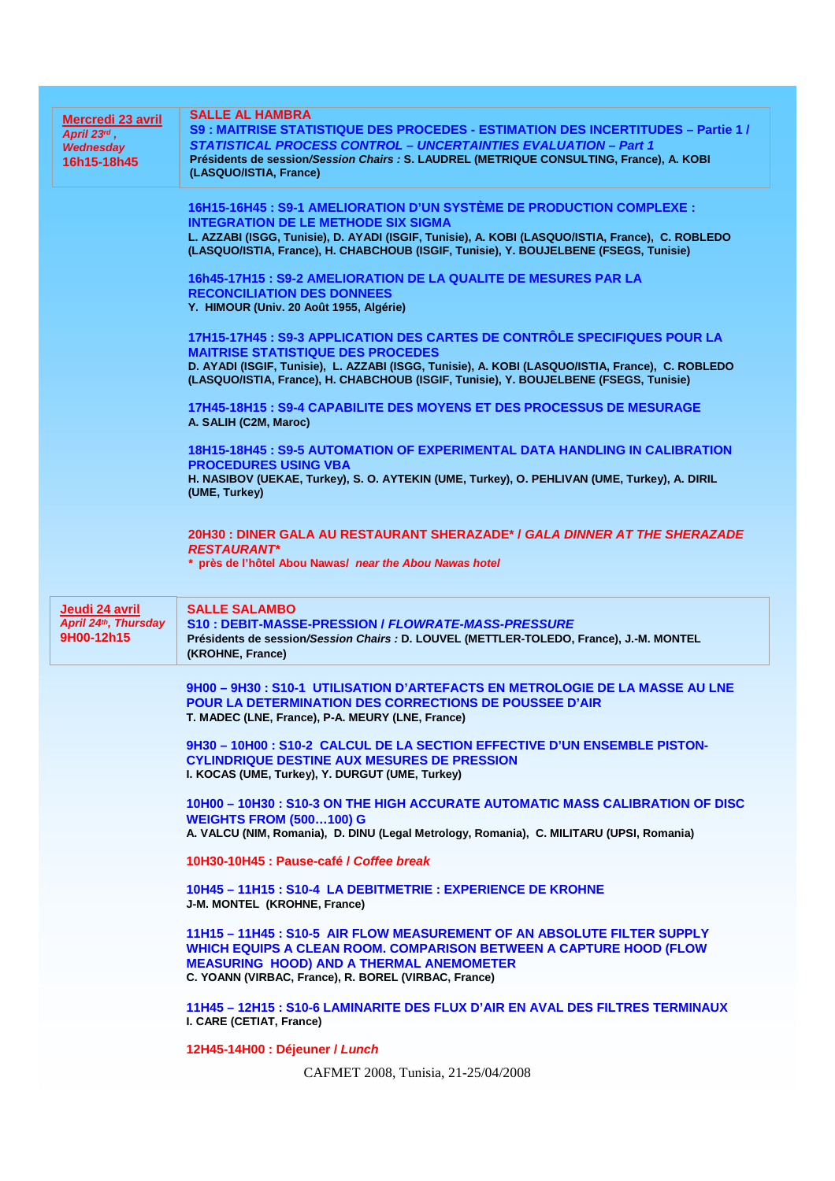| **Mercredi 23 avril** <br> *April 23rd, Wednesday* <br> **16h15-18h45** | **SALLE AL HAMBRA** <br> **S9 : MAITRISE STATISTIQUE DES PROCEDES - ESTIMATION DES INCERTITUDES – Partie 1 /** ***STATISTICAL PROCESS CONTROL – UNCERTAINTIES EVALUATION – Part 1*** <br> **Présidents de session/*Session Chairs* : S. LAUDREL (METRIQUE CONSULTING, France), A. KOBI (LASQUO/ISTIA, France)** |
|---|---|

**16H15-16H45 : S9-1 AMELIORATION D'UN SYSTÈME DE PRODUCTION COMPLEXE : INTEGRATION DE LE METHODE SIX SIGMA**
**L. AZZABI (ISGG, Tunisie), D. AYADI (ISGIF, Tunisie), A. KOBI (LASQUO/ISTIA, France), C. ROBLEDO (LASQUO/ISTIA, France), H. CHABCHOUB (ISGIF, Tunisie), Y. BOUJELBENE (FSEGS, Tunisie)**

**16h45-17H15 : S9-2 AMELIORATION DE LA QUALITE DE MESURES PAR LA RECONCILIATION DES DONNEES**
**Y. HIMOUR (Univ. 20 Août 1955, Algérie)**

**17H15-17H45 : S9-3 APPLICATION DES CARTES DE CONTRÔLE SPECIFIQUES POUR LA MAITRISE STATISTIQUE DES PROCEDES**
**D. AYADI (ISGIF, Tunisie), L. AZZABI (ISGG, Tunisie), A. KOBI (LASQUO/ISTIA, France), C. ROBLEDO (LASQUO/ISTIA, France), H. CHABCHOUB (ISGIF, Tunisie), Y. BOUJELBENE (FSEGS, Tunisie)**

**17H45-18H15 : S9-4 CAPABILITE DES MOYENS ET DES PROCESSUS DE MESURAGE**
**A. SALIH (C2M, Maroc)**

**18H15-18H45 : S9-5 AUTOMATION OF EXPERIMENTAL DATA HANDLING IN CALIBRATION PROCEDURES USING VBA**
**H. NASIBOV (UEKAE, Turkey), S. O. AYTEKIN (UME, Turkey), O. PEHLIVAN (UME, Turkey), A. DIRIL (UME, Turkey)**

**20H30 : DINER GALA AU RESTAURANT SHERAZADE\* / *GALA DINNER AT THE SHERAZADE RESTAURANT\****
**\* près de l'hôtel Abou Nawas/ *near the Abou Nawas hotel***

| **Jeudi 24 avril** <br> *April 24th, Thursday* <br> **9H00-12h15** | **SALLE SALAMBO** <br> **S10 : DEBIT-MASSE-PRESSION /** ***FLOWRATE-MASS-PRESSURE*** <br> **Présidents de session/*Session Chairs* : D. LOUVEL (METTLER-TOLEDO, France), J.-M. MONTEL (KROHNE, France)** |
|---|---|

**9H00 – 9H30 : S10-1 UTILISATION D'ARTEFACTS EN METROLOGIE DE LA MASSE AU LNE POUR LA DETERMINATION DES CORRECTIONS DE POUSSEE D'AIR**
**T. MADEC (LNE, France), P-A. MEURY (LNE, France)**

**9H30 – 10H00 : S10-2 CALCUL DE LA SECTION EFFECTIVE D'UN ENSEMBLE PISTON-CYLINDRIQUE DESTINE AUX MESURES DE PRESSION**
**I. KOCAS (UME, Turkey), Y. DURGUT (UME, Turkey)**

**10H00 – 10H30 : S10-3 ON THE HIGH ACCURATE AUTOMATIC MASS CALIBRATION OF DISC WEIGHTS FROM (500…100) G**
**A. VALCU (NIM, Romania), D. DINU (Legal Metrology, Romania), C. MILITARU (UPSI, Romania)**

**10H30-10H45 : Pause-café / *Coffee break***

**10H45 – 11H15 : S10-4 LA DEBITMETRIE : EXPERIENCE DE KROHNE**
**J-M. MONTEL (KROHNE, France)**

**11H15 – 11H45 : S10-5 AIR FLOW MEASUREMENT OF AN ABSOLUTE FILTER SUPPLY WHICH EQUIPS A CLEAN ROOM. COMPARISON BETWEEN A CAPTURE HOOD (FLOW MEASURING HOOD) AND A THERMAL ANEMOMETER**
**C. YOANN (VIRBAC, France), R. BOREL (VIRBAC, France)**

**11H45 – 12H15 : S10-6 LAMINARITE DES FLUX D'AIR EN AVAL DES FILTRES TERMINAUX**
**I. CARE (CETIAT, France)**

**12H45-14H00 : Déjeuner / *Lunch***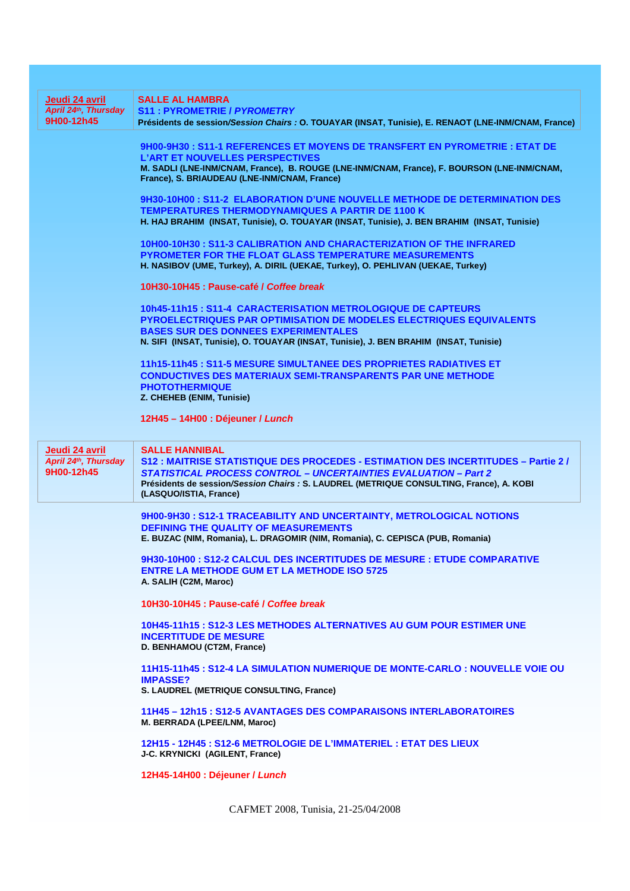**Jeudi 24 avril**
*April 24th, Thursday*
**9H00-12h45**

**SALLE AL HAMBRA**
**S11 : PYROMETRIE / *PYROMETRY***
**Présidents de session/*Session Chairs* : O. TOUAYAR (INSAT, Tunisie), E. RENAOT (LNE-INM/CNAM, France)**

**9H00-9H30 : S11-1 REFERENCES ET MOYENS DE TRANSFERT EN PYROMETRIE : ETAT DE L'ART ET NOUVELLES PERSPECTIVES**
M. SADLI (LNE-INM/CNAM, France), B. ROUGE (LNE-INM/CNAM, France), F. BOURSON (LNE-INM/CNAM, France), S. BRIAUDEAU (LNE-INM/CNAM, France)

**9H30-10H00 : S11-2 ELABORATION D'UNE NOUVELLE METHODE DE DETERMINATION DES TEMPERATURES THERMODYNAMIQUES A PARTIR DE 1100 K**
H. HAJ BRAHIM (INSAT, Tunisie), O. TOUAYAR (INSAT, Tunisie), J. BEN BRAHIM (INSAT, Tunisie)

**10H00-10H30 : S11-3 CALIBRATION AND CHARACTERIZATION OF THE INFRARED PYROMETER FOR THE FLOAT GLASS TEMPERATURE MEASUREMENTS**
H. NASIBOV (UME, Turkey), A. DIRIL (UEKAE, Turkey), O. PEHLIVAN (UEKAE, Turkey)

**10H30-10H45 : Pause-café / *Coffee break***

**10h45-11h15 : S11-4 CARACTERISATION METROLOGIQUE DE CAPTEURS PYROELECTRIQUES PAR OPTIMISATION DE MODELES ELECTRIQUES EQUIVALENTS BASES SUR DES DONNEES EXPERIMENTALES**
N. SIFI (INSAT, Tunisie), O. TOUAYAR (INSAT, Tunisie), J. BEN BRAHIM (INSAT, Tunisie)

**11h15-11h45 : S11-5 MESURE SIMULTANEE DES PROPRIETES RADIATIVES ET CONDUCTIVES DES MATERIAUX SEMI-TRANSPARENTS PAR UNE METHODE PHOTOTHERMIQUE**
Z. CHEHEB (ENIM, Tunisie)

**12H45 – 14H00 : Déjeuner / *Lunch***

**Jeudi 24 avril**
*April 24th, Thursday*
**9H00-12h45**

**SALLE HANNIBAL**
**S12 : MAITRISE STATISTIQUE DES PROCEDES - ESTIMATION DES INCERTITUDES – Partie 2 / *STATISTICAL PROCESS CONTROL – UNCERTAINTIES EVALUATION – Part 2***
**Présidents de session/*Session Chairs* : S. LAUDREL (METRIQUE CONSULTING, France), A. KOBI (LASQUO/ISTIA, France)**

**9H00-9H30 : S12-1 TRACEABILITY AND UNCERTAINTY, METROLOGICAL NOTIONS DEFINING THE QUALITY OF MEASUREMENTS**
E. BUZAC (NIM, Romania), L. DRAGOMIR (NIM, Romania), C. CEPISCA (PUB, Romania)

**9H30-10H00 : S12-2 CALCUL DES INCERTITUDES DE MESURE : ETUDE COMPARATIVE ENTRE LA METHODE GUM ET LA METHODE ISO 5725**
A. SALIH (C2M, Maroc)

**10H30-10H45 : Pause-café / *Coffee break***

**10H45-11h15 : S12-3 LES METHODES ALTERNATIVES AU GUM POUR ESTIMER UNE INCERTITUDE DE MESURE**
D. BENHAMOU (CT2M, France)

**11H15-11h45 : S12-4 LA SIMULATION NUMERIQUE DE MONTE-CARLO : NOUVELLE VOIE OU IMPASSE?**
S. LAUDREL (METRIQUE CONSULTING, France)

**11H45 – 12h15 : S12-5 AVANTAGES DES COMPARAISONS INTERLABORATOIRES**
M. BERRADA (LPEE/LNM, Maroc)

**12H15 - 12H45 : S12-6 METROLOGIE DE L'IMMATERIEL : ETAT DES LIEUX**
J-C. KRYNICKI (AGILENT, France)

**12H45-14H00 : Déjeuner / *Lunch***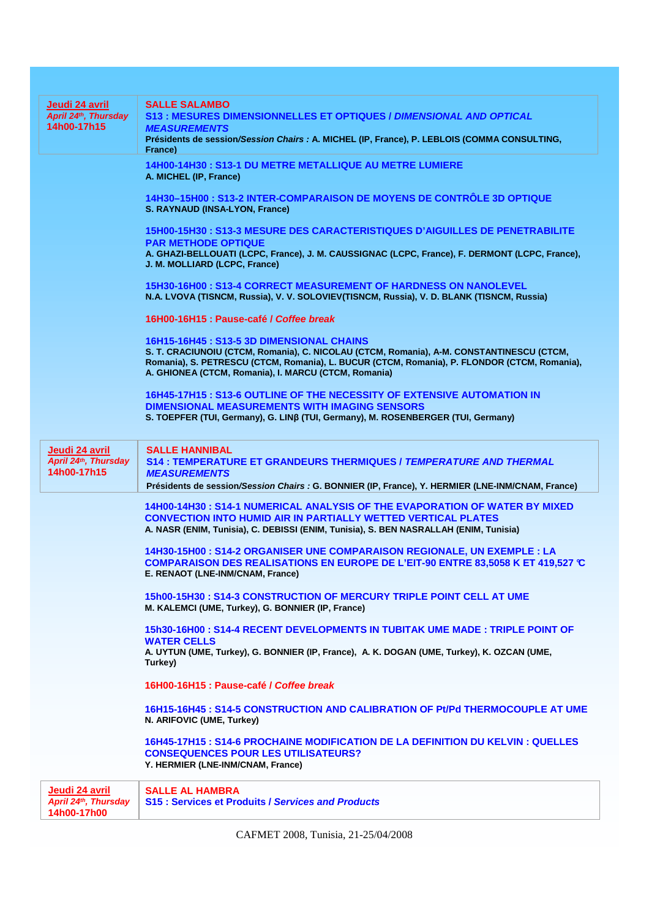| **Jeudi 24 avril** *April 24th, Thursday* **14h00-17h15** | **SALLE SALAMBO** **S13 : MESURES DIMENSIONNELLES ET OPTIQUES / *DIMENSIONAL AND OPTICAL MEASUREMENTS*** **Présidents de session/*Session Chairs :* A. MICHEL (IP, France), P. LEBLOIS (COMMA CONSULTING, France)** |
|---|---|

**14H00-14H30 : S13-1 DU METRE METALLIQUE AU METRE LUMIERE**
**A. MICHEL (IP, France)**

**14H30–15H00 : S13-2 INTER-COMPARAISON DE MOYENS DE CONTRÔLE 3D OPTIQUE**
**S. RAYNAUD (INSA-LYON, France)**

**15H00-15H30 : S13-3 MESURE DES CARACTERISTIQUES D'AIGUILLES DE PENETRABILITE PAR METHODE OPTIQUE**
**A. GHAZI-BELLOUATI (LCPC, France), J. M. CAUSSIGNAC (LCPC, France), F. DERMONT (LCPC, France), J. M. MOLLIARD (LCPC, France)**

**15H30-16H00 : S13-4 CORRECT MEASUREMENT OF HARDNESS ON NANOLEVEL**
**N.A. LVOVA (TISNCM, Russia), V. V. SOLOVIEV(TISNCM, Russia), V. D. BLANK (TISNCM, Russia)**

**16H00-16H15 : Pause-café / *Coffee break***

**16H15-16H45 : S13-5 3D DIMENSIONAL CHAINS**
**S. T. CRACIUNOIU (CTCM, Romania), C. NICOLAU (CTCM, Romania), A-M. CONSTANTINESCU (CTCM, Romania), S. PETRESCU (CTCM, Romania), L. BUCUR (CTCM, Romania), P. FLONDOR (CTCM, Romania), A. GHIONEA (CTCM, Romania), I. MARCU (CTCM, Romania)**

**16H45-17H15 : S13-6 OUTLINE OF THE NECESSITY OF EXTENSIVE AUTOMATION IN DIMENSIONAL MEASUREMENTS WITH IMAGING SENSORS**
**S. TOEPFER (TUI, Germany), G. LINβ (TUI, Germany), M. ROSENBERGER (TUI, Germany)**

| **Jeudi 24 avril** *April 24th, Thursday* **14h00-17h15** | **SALLE HANNIBAL** **S14 : TEMPERATURE ET GRANDEURS THERMIQUES / *TEMPERATURE AND THERMAL MEASUREMENTS*** **Présidents de session/*Session Chairs :* G. BONNIER (IP, France), Y. HERMIER (LNE-INM/CNAM, France)** |
|---|---|

**14H00-14H30 : S14-1 NUMERICAL ANALYSIS OF THE EVAPORATION OF WATER BY MIXED CONVECTION INTO HUMID AIR IN PARTIALLY WETTED VERTICAL PLATES**
**A. NASR (ENIM, Tunisia), C. DEBISSI (ENIM, Tunisia), S. BEN NASRALLAH (ENIM, Tunisia)**

**14H30-15H00 : S14-2 ORGANISER UNE COMPARAISON REGIONALE, UN EXEMPLE : LA COMPARAISON DES REALISATIONS EN EUROPE DE L'EIT-90 ENTRE 83,5058 K ET 419,527 °C**
**E. RENAOT (LNE-INM/CNAM, France)**

**15h00-15H30 : S14-3 CONSTRUCTION OF MERCURY TRIPLE POINT CELL AT UME**
**M. KALEMCI (UME, Turkey), G. BONNIER (IP, France)**

**15h30-16H00 : S14-4 RECENT DEVELOPMENTS IN TUBITAK UME MADE : TRIPLE POINT OF WATER CELLS**
**A. UYTUN (UME, Turkey), G. BONNIER (IP, France), A. K. DOGAN (UME, Turkey), K. OZCAN (UME, Turkey)**

**16H00-16H15 : Pause-café / *Coffee break***

**16H15-16H45 : S14-5 CONSTRUCTION AND CALIBRATION OF Pt/Pd THERMOCOUPLE AT UME**
**N. ARIFOVIC (UME, Turkey)**

**16H45-17H15 : S14-6 PROCHAINE MODIFICATION DE LA DEFINITION DU KELVIN : QUELLES CONSEQUENCES POUR LES UTILISATEURS?**
**Y. HERMIER (LNE-INM/CNAM, France)**

| **Jeudi 24 avril** *April 24th, Thursday* **14h00-17h00** | **SALLE AL HAMBRA** **S15 : Services et Produits / *Services and Products*** |
|---|---|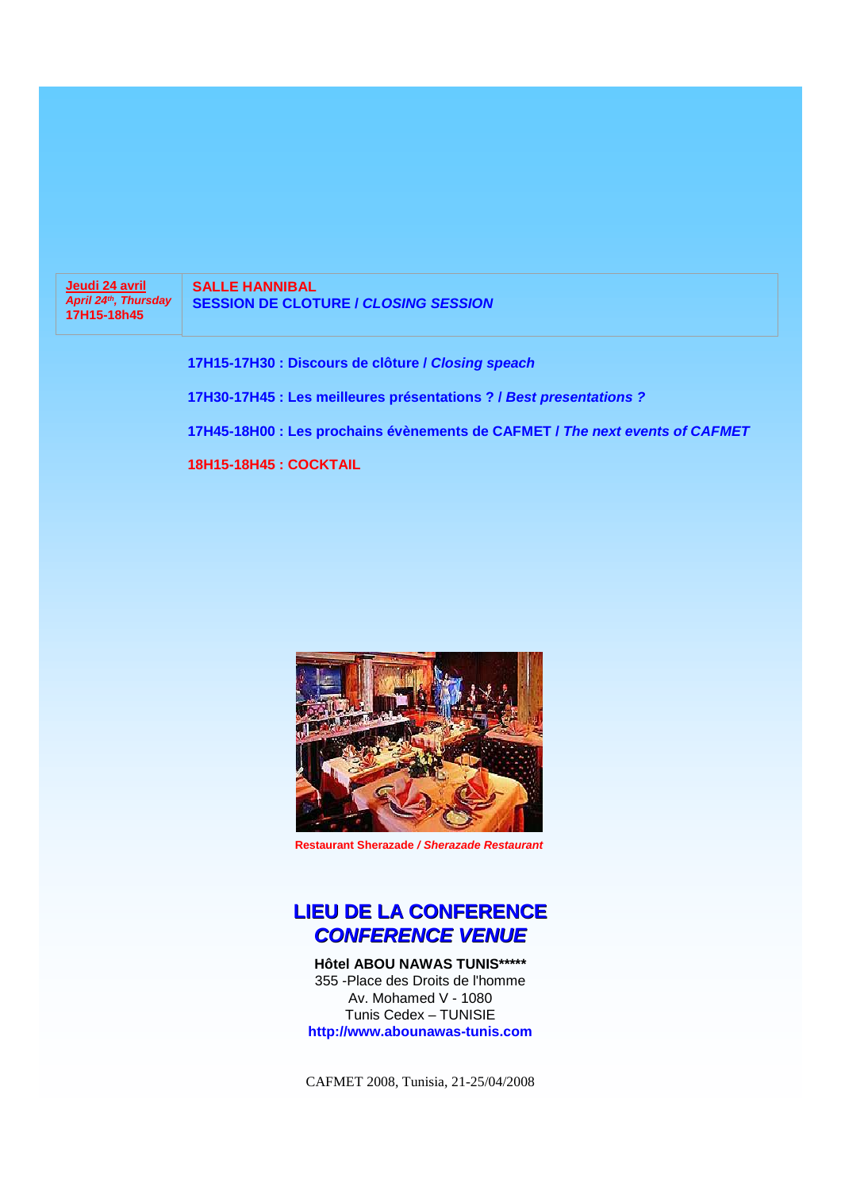| Jeudi 24 avril<br>*April 24th, Thursday*<br>17H15-18h45 | SALLE HANNIBAL<br>SESSION DE CLOTURE / *CLOSING SESSION* |
|---|---|

**17H15-17H30 : Discours de clôture / *Closing speach***

**17H30-17H45 : Les meilleures présentations ? / *Best presentations ?***

**17H45-18H00 : Les prochains évènements de CAFMET / *The next events of CAFMET***

**18H15-18H45 : COCKTAIL**

**Restaurant Sherazade / *Sherazade Restaurant***

## LIEU DE LA CONFERENCE
## *CONFERENCE VENUE*

**Hôtel ABOU NAWAS TUNIS*****\
355 -Place des Droits de l'homme\
Av. Mohamed V - 1080\
Tunis Cedex – TUNISIE\
**http://www.abounawas-tunis.com**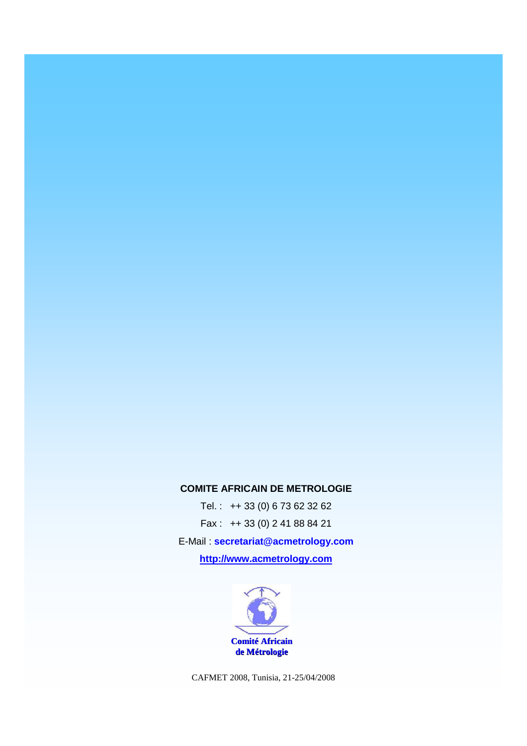**COMITE AFRICAIN DE METROLOGIE**

Tel. : ++ 33 (0) 6 73 62 32 62

Fax : ++ 33 (0) 2 41 88 84 21

E-Mail : **secretariat@acmetrology.com**

**http://www.acmetrology.com**

**Comité Africain de Métrologie**

CAFMET 2008, Tunisia, 21-25/04/2008